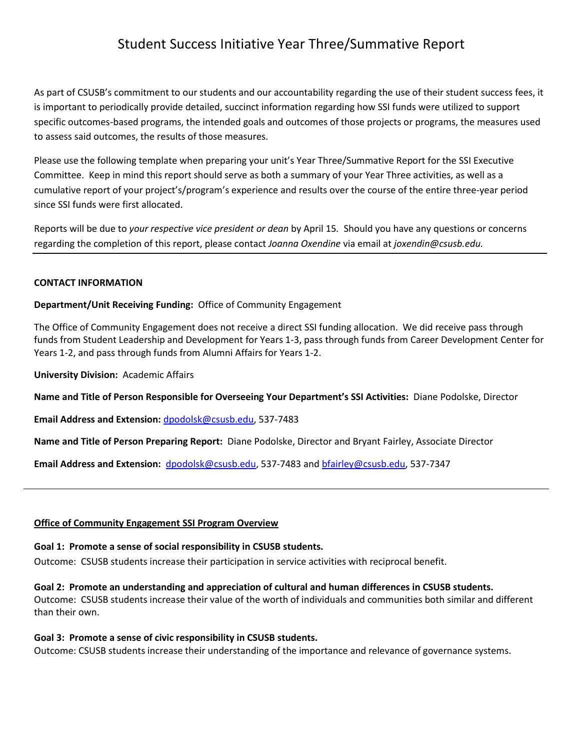# Student Success Initiative Year Three/Summative Report

As part of CSUSB's commitment to our students and our accountability regarding the use of their student success fees, it is important to periodically provide detailed, succinct information regarding how SSI funds were utilized to support specific outcomes-based programs, the intended goals and outcomes of those projects or programs, the measures used to assess said outcomes, the results of those measures.

Please use the following template when preparing your unit's Year Three/Summative Report for the SSI Executive Committee. Keep in mind this report should serve as both a summary of your Year Three activities, as well as a cumulative report of your project's/program's experience and results over the course of the entire three-year period since SSI funds were first allocated.

Reports will be due to *your respective vice president or dean* by April 15. Should you have any questions or concerns regarding the completion of this report, please contact *Joanna Oxendine* via email at *joxendin@csusb.edu.*

---

**CONTACT INFORMATION**

**Department/Unit Receiving Funding:** Office of Community Engagement

The Office of Community Engagement does not receive a direct SSI funding allocation. We did receive pass through funds from Student Leadership and Development for Years 1-3, pass through funds from Career Development Center for Years 1-2, and pass through funds from Alumni Affairs for Years 1-2.

**University Division:** Academic Affairs

**Name and Title of Person Responsible for Overseeing Your Department's SSI Activities:** Diane Podolske, Director

**Email Address and Extension:** dpodolsk@csusb.edu, 537-7483

**Name and Title of Person Preparing Report:** Diane Podolske, Director and Bryant Fairley, Associate Director

**Email Address and Extension:** dpodolsk@csusb.edu, 537-7483 and bfairley@csusb.edu, 537-7347

---

**Office of Community Engagement SSI Program Overview**

**Goal 1: Promote a sense of social responsibility in CSUSB students.**
Outcome: CSUSB students increase their participation in service activities with reciprocal benefit.

**Goal 2: Promote an understanding and appreciation of cultural and human differences in CSUSB students.**
Outcome: CSUSB students increase their value of the worth of individuals and communities both similar and different than their own.

**Goal 3: Promote a sense of civic responsibility in CSUSB students.**
Outcome: CSUSB students increase their understanding of the importance and relevance of governance systems.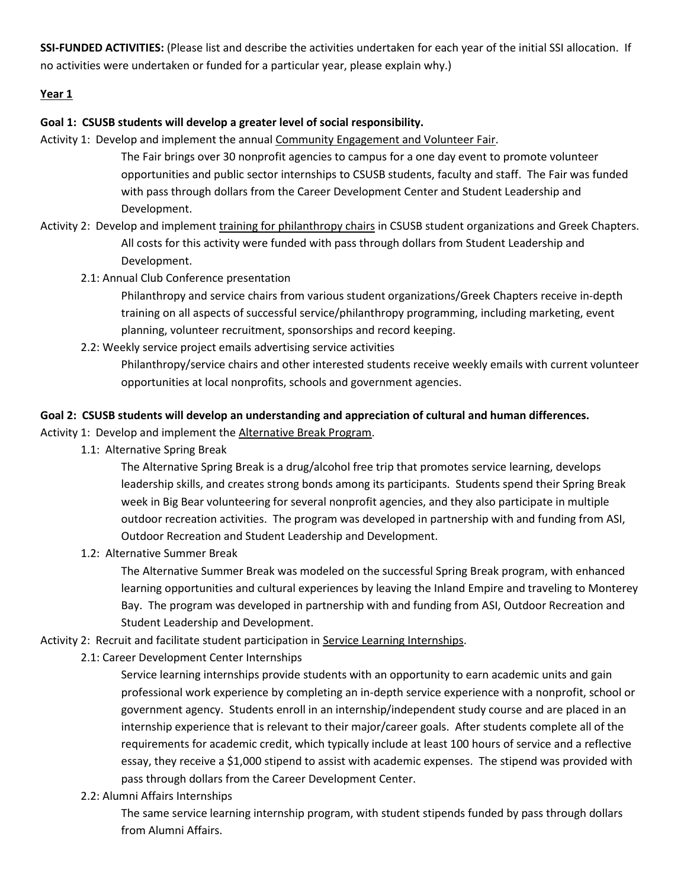**SSI-FUNDED ACTIVITIES:** (Please list and describe the activities undertaken for each year of the initial SSI allocation. If no activities were undertaken or funded for a particular year, please explain why.)

**Year 1**

**Goal 1: CSUSB students will develop a greater level of social responsibility.**

Activity 1: Develop and implement the annual Community Engagement and Volunteer Fair.

The Fair brings over 30 nonprofit agencies to campus for a one day event to promote volunteer opportunities and public sector internships to CSUSB students, faculty and staff. The Fair was funded with pass through dollars from the Career Development Center and Student Leadership and Development.

Activity 2: Develop and implement training for philanthropy chairs in CSUSB student organizations and Greek Chapters.

All costs for this activity were funded with pass through dollars from Student Leadership and Development.

2.1: Annual Club Conference presentation

Philanthropy and service chairs from various student organizations/Greek Chapters receive in-depth training on all aspects of successful service/philanthropy programming, including marketing, event planning, volunteer recruitment, sponsorships and record keeping.

2.2: Weekly service project emails advertising service activities

Philanthropy/service chairs and other interested students receive weekly emails with current volunteer opportunities at local nonprofits, schools and government agencies.

**Goal 2: CSUSB students will develop an understanding and appreciation of cultural and human differences.**

Activity 1: Develop and implement the Alternative Break Program.

1.1: Alternative Spring Break

The Alternative Spring Break is a drug/alcohol free trip that promotes service learning, develops leadership skills, and creates strong bonds among its participants. Students spend their Spring Break week in Big Bear volunteering for several nonprofit agencies, and they also participate in multiple outdoor recreation activities. The program was developed in partnership with and funding from ASI, Outdoor Recreation and Student Leadership and Development.

1.2: Alternative Summer Break

The Alternative Summer Break was modeled on the successful Spring Break program, with enhanced learning opportunities and cultural experiences by leaving the Inland Empire and traveling to Monterey Bay. The program was developed in partnership with and funding from ASI, Outdoor Recreation and Student Leadership and Development.

Activity 2: Recruit and facilitate student participation in Service Learning Internships.

2.1: Career Development Center Internships

Service learning internships provide students with an opportunity to earn academic units and gain professional work experience by completing an in-depth service experience with a nonprofit, school or government agency. Students enroll in an internship/independent study course and are placed in an internship experience that is relevant to their major/career goals. After students complete all of the requirements for academic credit, which typically include at least 100 hours of service and a reflective essay, they receive a $1,000 stipend to assist with academic expenses. The stipend was provided with pass through dollars from the Career Development Center.

2.2: Alumni Affairs Internships

The same service learning internship program, with student stipends funded by pass through dollars from Alumni Affairs.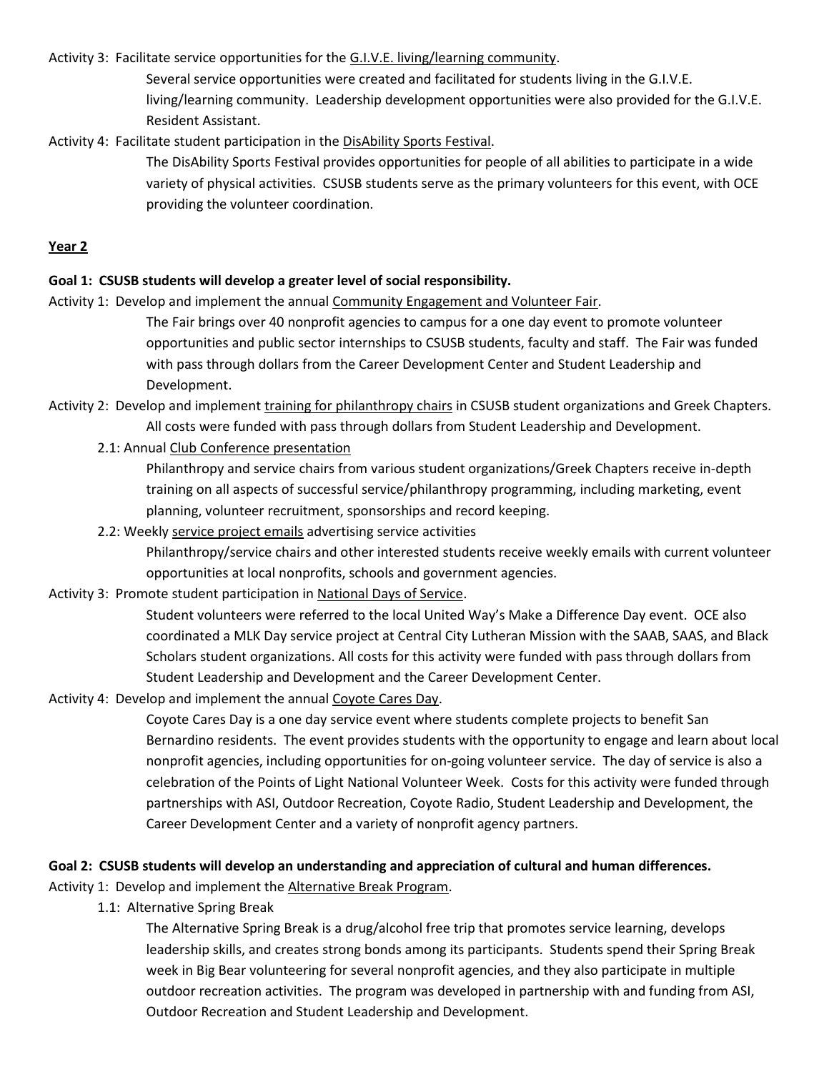Activity 3: Facilitate service opportunities for the G.I.V.E. living/learning community.

Several service opportunities were created and facilitated for students living in the G.I.V.E. living/learning community. Leadership development opportunities were also provided for the G.I.V.E. Resident Assistant.

Activity 4: Facilitate student participation in the DisAbility Sports Festival.

The DisAbility Sports Festival provides opportunities for people of all abilities to participate in a wide variety of physical activities. CSUSB students serve as the primary volunteers for this event, with OCE providing the volunteer coordination.

**Year 2**

**Goal 1: CSUSB students will develop a greater level of social responsibility.**

Activity 1: Develop and implement the annual Community Engagement and Volunteer Fair.

The Fair brings over 40 nonprofit agencies to campus for a one day event to promote volunteer opportunities and public sector internships to CSUSB students, faculty and staff. The Fair was funded with pass through dollars from the Career Development Center and Student Leadership and Development.

Activity 2: Develop and implement training for philanthropy chairs in CSUSB student organizations and Greek Chapters.

All costs were funded with pass through dollars from Student Leadership and Development.

2.1: Annual Club Conference presentation

Philanthropy and service chairs from various student organizations/Greek Chapters receive in-depth training on all aspects of successful service/philanthropy programming, including marketing, event planning, volunteer recruitment, sponsorships and record keeping.

2.2: Weekly service project emails advertising service activities

Philanthropy/service chairs and other interested students receive weekly emails with current volunteer opportunities at local nonprofits, schools and government agencies.

Activity 3: Promote student participation in National Days of Service.

Student volunteers were referred to the local United Way's Make a Difference Day event. OCE also coordinated a MLK Day service project at Central City Lutheran Mission with the SAAB, SAAS, and Black Scholars student organizations. All costs for this activity were funded with pass through dollars from Student Leadership and Development and the Career Development Center.

Activity 4: Develop and implement the annual Coyote Cares Day.

Coyote Cares Day is a one day service event where students complete projects to benefit San Bernardino residents. The event provides students with the opportunity to engage and learn about local nonprofit agencies, including opportunities for on-going volunteer service. The day of service is also a celebration of the Points of Light National Volunteer Week. Costs for this activity were funded through partnerships with ASI, Outdoor Recreation, Coyote Radio, Student Leadership and Development, the Career Development Center and a variety of nonprofit agency partners.

**Goal 2: CSUSB students will develop an understanding and appreciation of cultural and human differences.**

Activity 1: Develop and implement the Alternative Break Program.

1.1: Alternative Spring Break

The Alternative Spring Break is a drug/alcohol free trip that promotes service learning, develops leadership skills, and creates strong bonds among its participants. Students spend their Spring Break week in Big Bear volunteering for several nonprofit agencies, and they also participate in multiple outdoor recreation activities. The program was developed in partnership with and funding from ASI, Outdoor Recreation and Student Leadership and Development.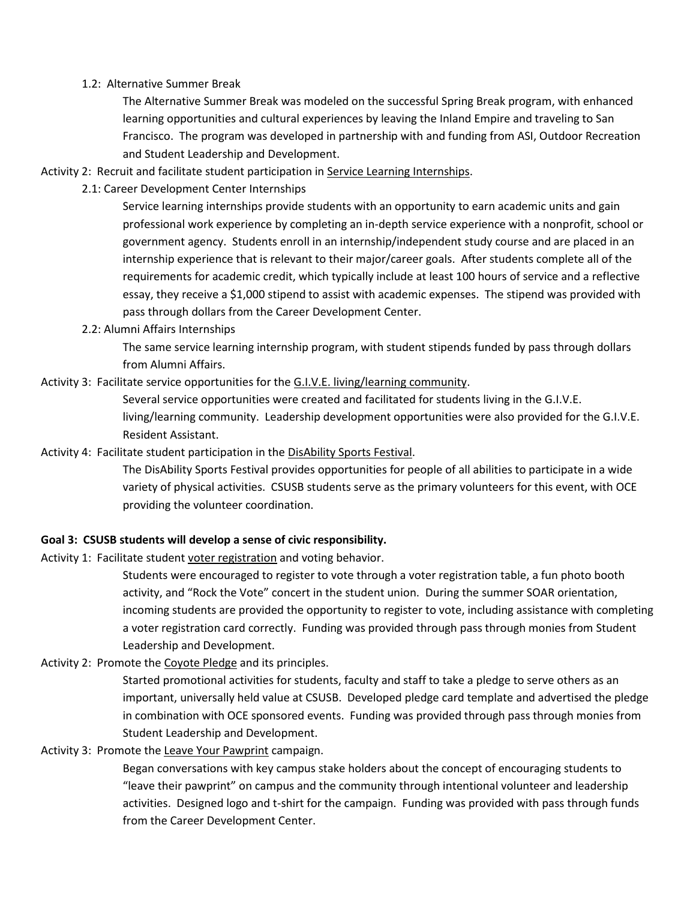1.2: Alternative Summer Break

The Alternative Summer Break was modeled on the successful Spring Break program, with enhanced learning opportunities and cultural experiences by leaving the Inland Empire and traveling to San Francisco. The program was developed in partnership with and funding from ASI, Outdoor Recreation and Student Leadership and Development.

Activity 2: Recruit and facilitate student participation in <u>Service Learning Internships</u>.

2.1: Career Development Center Internships

Service learning internships provide students with an opportunity to earn academic units and gain professional work experience by completing an in-depth service experience with a nonprofit, school or government agency. Students enroll in an internship/independent study course and are placed in an internship experience that is relevant to their major/career goals. After students complete all of the requirements for academic credit, which typically include at least 100 hours of service and a reflective essay, they receive a $1,000 stipend to assist with academic expenses. The stipend was provided with pass through dollars from the Career Development Center.

2.2: Alumni Affairs Internships

The same service learning internship program, with student stipends funded by pass through dollars from Alumni Affairs.

Activity 3: Facilitate service opportunities for the <u>G.I.V.E. living/learning community</u>.

Several service opportunities were created and facilitated for students living in the G.I.V.E. living/learning community. Leadership development opportunities were also provided for the G.I.V.E. Resident Assistant.

Activity 4: Facilitate student participation in the <u>DisAbility Sports Festival</u>.

The DisAbility Sports Festival provides opportunities for people of all abilities to participate in a wide variety of physical activities. CSUSB students serve as the primary volunteers for this event, with OCE providing the volunteer coordination.

**Goal 3: CSUSB students will develop a sense of civic responsibility.**

Activity 1: Facilitate student <u>voter registration</u> and voting behavior.

Students were encouraged to register to vote through a voter registration table, a fun photo booth activity, and "Rock the Vote" concert in the student union. During the summer SOAR orientation, incoming students are provided the opportunity to register to vote, including assistance with completing a voter registration card correctly. Funding was provided through pass through monies from Student Leadership and Development.

Activity 2: Promote the <u>Coyote Pledge</u> and its principles.

Started promotional activities for students, faculty and staff to take a pledge to serve others as an important, universally held value at CSUSB. Developed pledge card template and advertised the pledge in combination with OCE sponsored events. Funding was provided through pass through monies from Student Leadership and Development.

Activity 3: Promote the <u>Leave Your Pawprint</u> campaign.

Began conversations with key campus stake holders about the concept of encouraging students to "leave their pawprint" on campus and the community through intentional volunteer and leadership activities. Designed logo and t-shirt for the campaign. Funding was provided with pass through funds from the Career Development Center.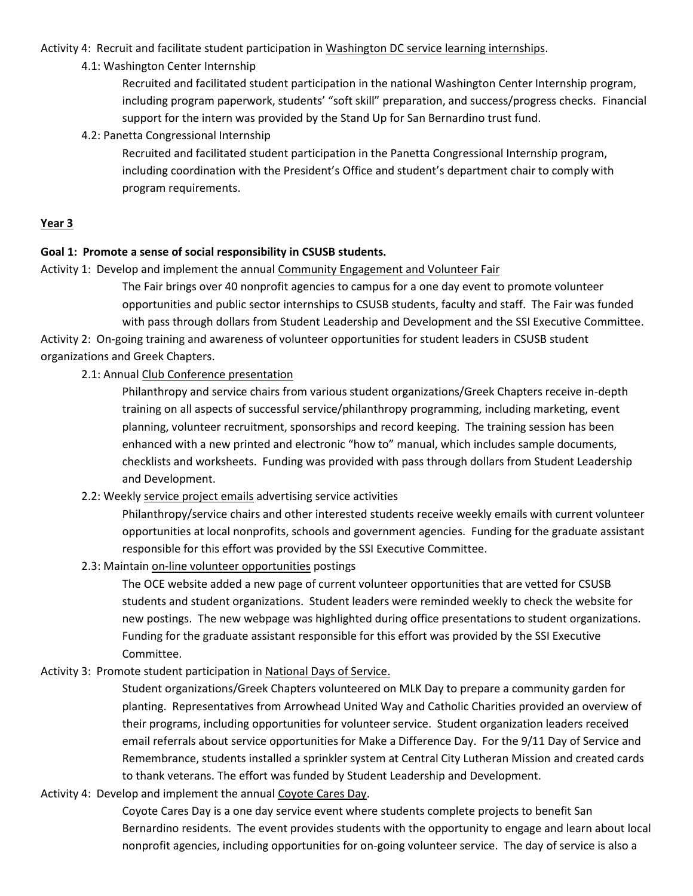Activity 4: Recruit and facilitate student participation in Washington DC service learning internships.

4.1: Washington Center Internship

Recruited and facilitated student participation in the national Washington Center Internship program, including program paperwork, students' "soft skill" preparation, and success/progress checks. Financial support for the intern was provided by the Stand Up for San Bernardino trust fund.

4.2: Panetta Congressional Internship

Recruited and facilitated student participation in the Panetta Congressional Internship program, including coordination with the President's Office and student's department chair to comply with program requirements.

## Year 3

**Goal 1: Promote a sense of social responsibility in CSUSB students.**

Activity 1: Develop and implement the annual Community Engagement and Volunteer Fair

The Fair brings over 40 nonprofit agencies to campus for a one day event to promote volunteer opportunities and public sector internships to CSUSB students, faculty and staff. The Fair was funded with pass through dollars from Student Leadership and Development and the SSI Executive Committee.

Activity 2: On-going training and awareness of volunteer opportunities for student leaders in CSUSB student organizations and Greek Chapters.

2.1: Annual Club Conference presentation

Philanthropy and service chairs from various student organizations/Greek Chapters receive in-depth training on all aspects of successful service/philanthropy programming, including marketing, event planning, volunteer recruitment, sponsorships and record keeping. The training session has been enhanced with a new printed and electronic "how to" manual, which includes sample documents, checklists and worksheets. Funding was provided with pass through dollars from Student Leadership and Development.

2.2: Weekly service project emails advertising service activities

Philanthropy/service chairs and other interested students receive weekly emails with current volunteer opportunities at local nonprofits, schools and government agencies. Funding for the graduate assistant responsible for this effort was provided by the SSI Executive Committee.

2.3: Maintain on-line volunteer opportunities postings

The OCE website added a new page of current volunteer opportunities that are vetted for CSUSB students and student organizations. Student leaders were reminded weekly to check the website for new postings. The new webpage was highlighted during office presentations to student organizations. Funding for the graduate assistant responsible for this effort was provided by the SSI Executive Committee.

Activity 3: Promote student participation in National Days of Service.

Student organizations/Greek Chapters volunteered on MLK Day to prepare a community garden for planting. Representatives from Arrowhead United Way and Catholic Charities provided an overview of their programs, including opportunities for volunteer service. Student organization leaders received email referrals about service opportunities for Make a Difference Day. For the 9/11 Day of Service and Remembrance, students installed a sprinkler system at Central City Lutheran Mission and created cards to thank veterans. The effort was funded by Student Leadership and Development.

Activity 4: Develop and implement the annual Coyote Cares Day.

Coyote Cares Day is a one day service event where students complete projects to benefit San Bernardino residents. The event provides students with the opportunity to engage and learn about local nonprofit agencies, including opportunities for on-going volunteer service. The day of service is also a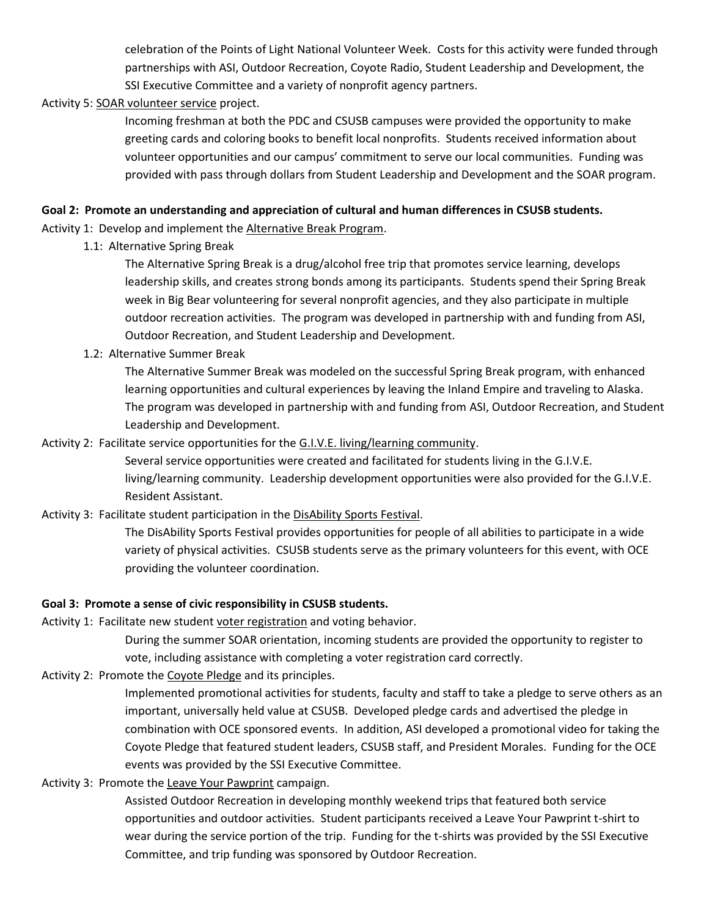celebration of the Points of Light National Volunteer Week. Costs for this activity were funded through partnerships with ASI, Outdoor Recreation, Coyote Radio, Student Leadership and Development, the SSI Executive Committee and a variety of nonprofit agency partners.

Activity 5: SOAR volunteer service project.

Incoming freshman at both the PDC and CSUSB campuses were provided the opportunity to make greeting cards and coloring books to benefit local nonprofits. Students received information about volunteer opportunities and our campus' commitment to serve our local communities. Funding was provided with pass through dollars from Student Leadership and Development and the SOAR program.

**Goal 2: Promote an understanding and appreciation of cultural and human differences in CSUSB students.**

Activity 1: Develop and implement the Alternative Break Program.

1.1: Alternative Spring Break

The Alternative Spring Break is a drug/alcohol free trip that promotes service learning, develops leadership skills, and creates strong bonds among its participants. Students spend their Spring Break week in Big Bear volunteering for several nonprofit agencies, and they also participate in multiple outdoor recreation activities. The program was developed in partnership with and funding from ASI, Outdoor Recreation, and Student Leadership and Development.

1.2: Alternative Summer Break

The Alternative Summer Break was modeled on the successful Spring Break program, with enhanced learning opportunities and cultural experiences by leaving the Inland Empire and traveling to Alaska. The program was developed in partnership with and funding from ASI, Outdoor Recreation, and Student Leadership and Development.

Activity 2: Facilitate service opportunities for the G.I.V.E. living/learning community.

Several service opportunities were created and facilitated for students living in the G.I.V.E. living/learning community. Leadership development opportunities were also provided for the G.I.V.E. Resident Assistant.

Activity 3: Facilitate student participation in the DisAbility Sports Festival.

The DisAbility Sports Festival provides opportunities for people of all abilities to participate in a wide variety of physical activities. CSUSB students serve as the primary volunteers for this event, with OCE providing the volunteer coordination.

**Goal 3: Promote a sense of civic responsibility in CSUSB students.**

Activity 1: Facilitate new student voter registration and voting behavior.

During the summer SOAR orientation, incoming students are provided the opportunity to register to vote, including assistance with completing a voter registration card correctly.

Activity 2: Promote the Coyote Pledge and its principles.

Implemented promotional activities for students, faculty and staff to take a pledge to serve others as an important, universally held value at CSUSB. Developed pledge cards and advertised the pledge in combination with OCE sponsored events. In addition, ASI developed a promotional video for taking the Coyote Pledge that featured student leaders, CSUSB staff, and President Morales. Funding for the OCE events was provided by the SSI Executive Committee.

Activity 3: Promote the Leave Your Pawprint campaign.

Assisted Outdoor Recreation in developing monthly weekend trips that featured both service opportunities and outdoor activities. Student participants received a Leave Your Pawprint t-shirt to wear during the service portion of the trip. Funding for the t-shirts was provided by the SSI Executive Committee, and trip funding was sponsored by Outdoor Recreation.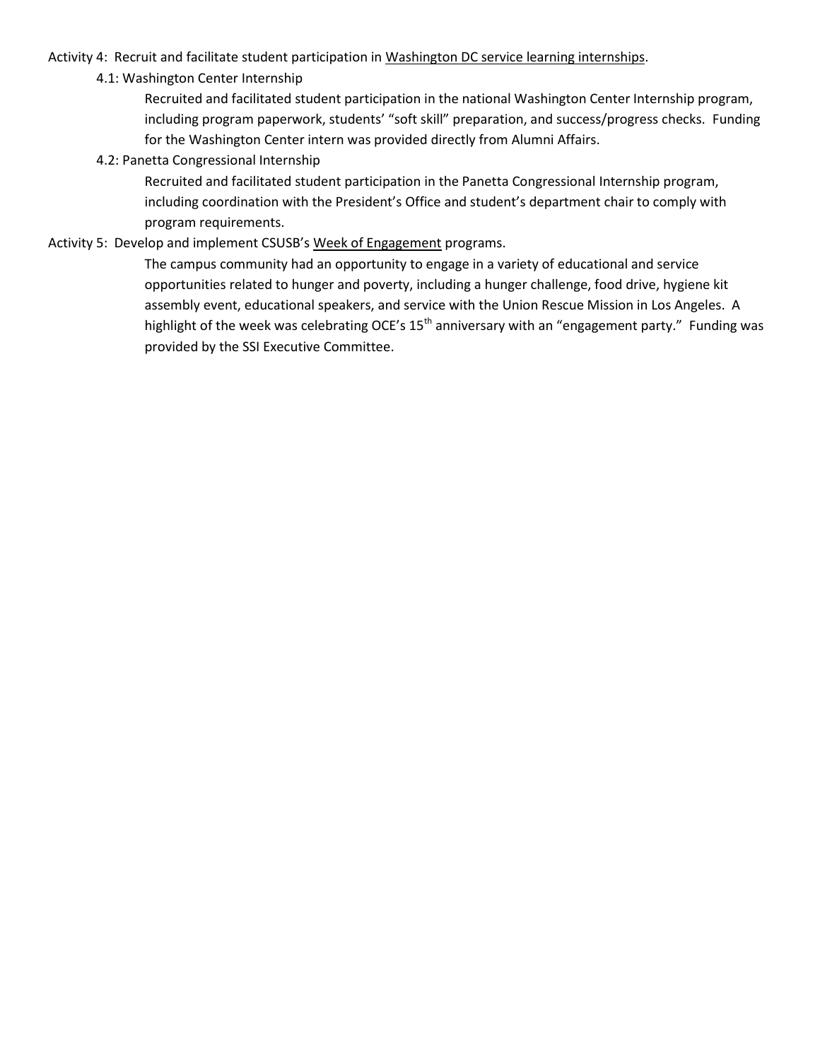Activity 4: Recruit and facilitate student participation in <u>Washington DC service learning internships</u>.

4.1: Washington Center Internship

Recruited and facilitated student participation in the national Washington Center Internship program, including program paperwork, students' "soft skill" preparation, and success/progress checks. Funding for the Washington Center intern was provided directly from Alumni Affairs.

4.2: Panetta Congressional Internship

Recruited and facilitated student participation in the Panetta Congressional Internship program, including coordination with the President's Office and student's department chair to comply with program requirements.

Activity 5: Develop and implement CSUSB's <u>Week of Engagement</u> programs.

The campus community had an opportunity to engage in a variety of educational and service opportunities related to hunger and poverty, including a hunger challenge, food drive, hygiene kit assembly event, educational speakers, and service with the Union Rescue Mission in Los Angeles. A highlight of the week was celebrating OCE's 15th anniversary with an "engagement party." Funding was provided by the SSI Executive Committee.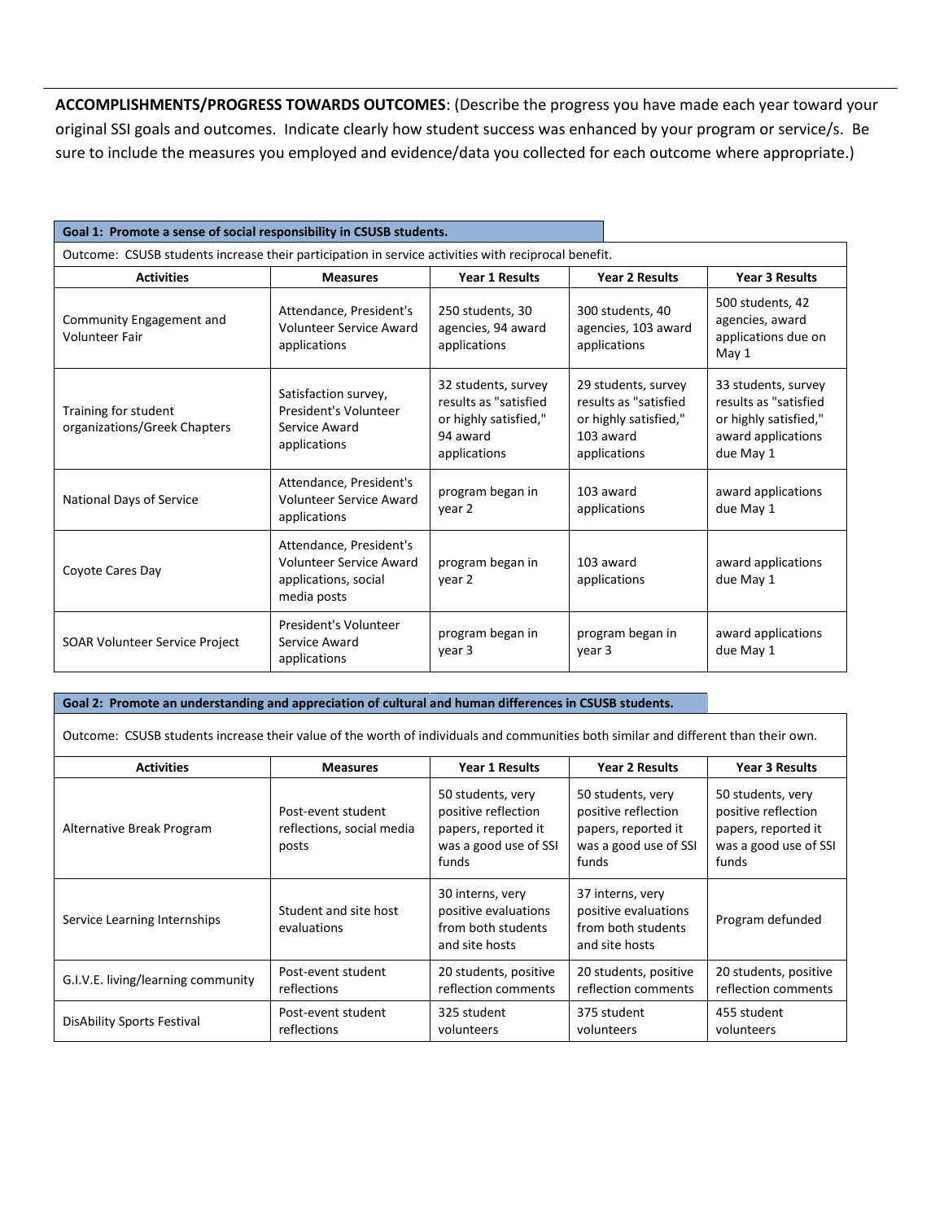**ACCOMPLISHMENTS/PROGRESS TOWARDS OUTCOMES**: (Describe the progress you have made each year toward your original SSI goals and outcomes. Indicate clearly how student success was enhanced by your program or service/s. Be sure to include the measures you employed and evidence/data you collected for each outcome where appropriate.)

**Goal 1: Promote a sense of social responsibility in CSUSB students.**

Outcome: CSUSB students increase their participation in service activities with reciprocal benefit.

| Activities | Measures | Year 1 Results | Year 2 Results | Year 3 Results |
|---|---|---|---|---|
| Community Engagement and Volunteer Fair | Attendance, President's Volunteer Service Award applications | 250 students, 30 agencies, 94 award applications | 300 students, 40 agencies, 103 award applications | 500 students, 42 agencies, award applications due on May 1 |
| Training for student organizations/Greek Chapters | Satisfaction survey, President's Volunteer Service Award applications | 32 students, survey results as "satisfied or highly satisfied," 94 award applications | 29 students, survey results as "satisfied or highly satisfied," 103 award applications | 33 students, survey results as "satisfied or highly satisfied," award applications due May 1 |
| National Days of Service | Attendance, President's Volunteer Service Award applications | program began in year 2 | 103 award applications | award applications due May 1 |
| Coyote Cares Day | Attendance, President's Volunteer Service Award applications, social media posts | program began in year 2 | 103 award applications | award applications due May 1 |
| SOAR Volunteer Service Project | President's Volunteer Service Award applications | program began in year 3 | program began in year 3 | award applications due May 1 |

**Goal 2: Promote an understanding and appreciation of cultural and human differences in CSUSB students.**

Outcome: CSUSB students increase their value of the worth of individuals and communities both similar and different than their own.

| Activities | Measures | Year 1 Results | Year 2 Results | Year 3 Results |
|---|---|---|---|---|
| Alternative Break Program | Post-event student reflections, social media posts | 50 students, very positive reflection papers, reported it was a good use of SSI funds | 50 students, very positive reflection papers, reported it was a good use of SSI funds | 50 students, very positive reflection papers, reported it was a good use of SSI funds |
| Service Learning Internships | Student and site host evaluations | 30 interns, very positive evaluations from both students and site hosts | 37 interns, very positive evaluations from both students and site hosts | Program defunded |
| G.I.V.E. living/learning community | Post-event student reflections | 20 students, positive reflection comments | 20 students, positive reflection comments | 20 students, positive reflection comments |
| DisAbility Sports Festival | Post-event student reflections | 325 student volunteers | 375 student volunteers | 455 student volunteers |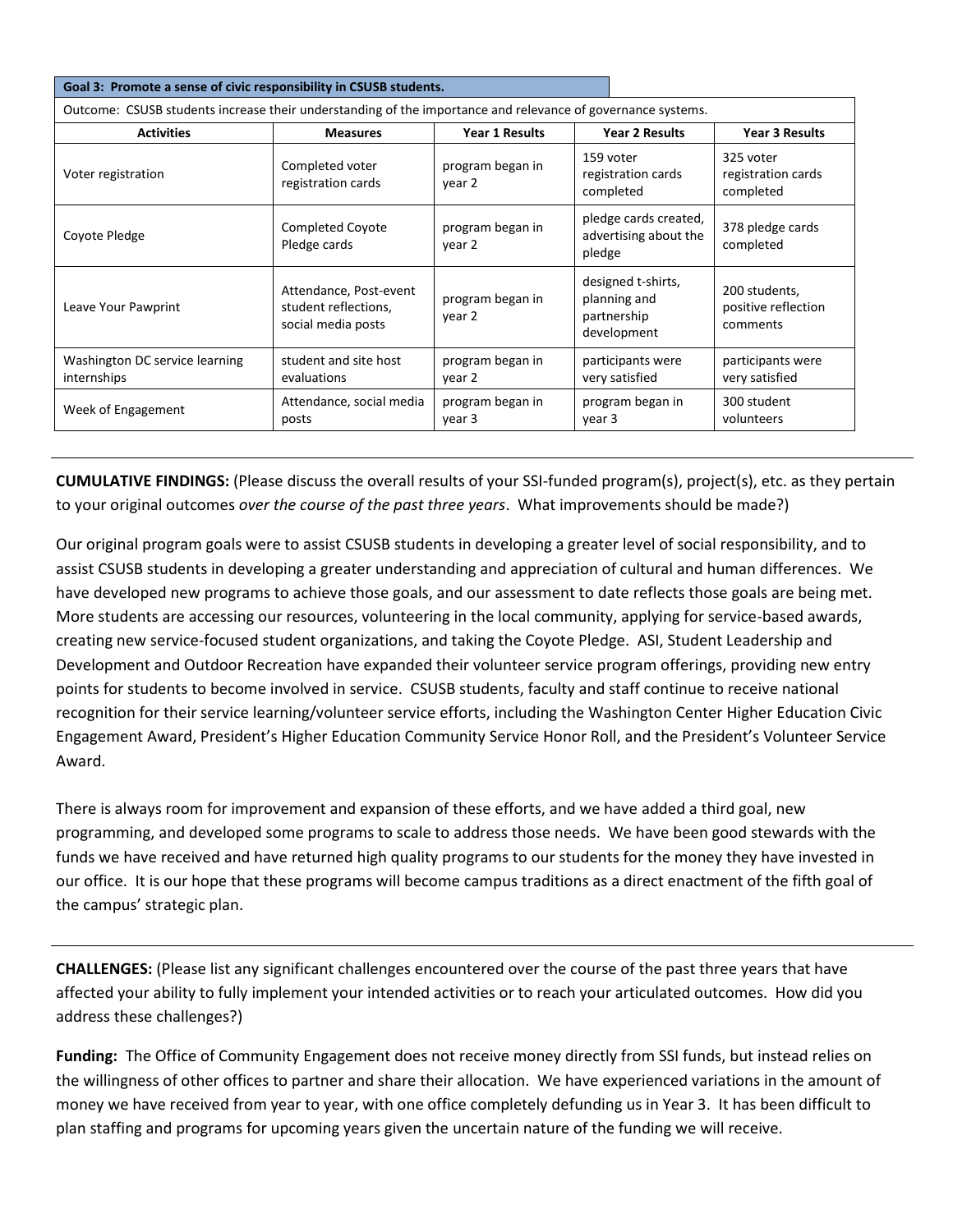| Goal 3: Promote a sense of civic responsibility in CSUSB students. | | | | |
|---|---|---|---|---|
| Outcome: CSUSB students increase their understanding of the importance and relevance of governance systems. | | | | |
| **Activities** | **Measures** | **Year 1 Results** | **Year 2 Results** | **Year 3 Results** |
| Voter registration | Completed voter registration cards | program began in year 2 | 159 voter registration cards completed | 325 voter registration cards completed |
| Coyote Pledge | Completed Coyote Pledge cards | program began in year 2 | pledge cards created, advertising about the pledge | 378 pledge cards completed |
| Leave Your Pawprint | Attendance, Post-event student reflections, social media posts | program began in year 2 | designed t-shirts, planning and partnership development | 200 students, positive reflection comments |
| Washington DC service learning internships | student and site host evaluations | program began in year 2 | participants were very satisfied | participants were very satisfied |
| Week of Engagement | Attendance, social media posts | program began in year 3 | program began in year 3 | 300 student volunteers |

**CUMULATIVE FINDINGS:** (Please discuss the overall results of your SSI-funded program(s), project(s), etc. as they pertain to your original outcomes *over the course of the past three years*. What improvements should be made?)

Our original program goals were to assist CSUSB students in developing a greater level of social responsibility, and to assist CSUSB students in developing a greater understanding and appreciation of cultural and human differences. We have developed new programs to achieve those goals, and our assessment to date reflects those goals are being met. More students are accessing our resources, volunteering in the local community, applying for service-based awards, creating new service-focused student organizations, and taking the Coyote Pledge. ASI, Student Leadership and Development and Outdoor Recreation have expanded their volunteer service program offerings, providing new entry points for students to become involved in service. CSUSB students, faculty and staff continue to receive national recognition for their service learning/volunteer service efforts, including the Washington Center Higher Education Civic Engagement Award, President's Higher Education Community Service Honor Roll, and the President's Volunteer Service Award.

There is always room for improvement and expansion of these efforts, and we have added a third goal, new programming, and developed some programs to scale to address those needs. We have been good stewards with the funds we have received and have returned high quality programs to our students for the money they have invested in our office. It is our hope that these programs will become campus traditions as a direct enactment of the fifth goal of the campus' strategic plan.

**CHALLENGES:** (Please list any significant challenges encountered over the course of the past three years that have affected your ability to fully implement your intended activities or to reach your articulated outcomes. How did you address these challenges?)

**Funding:** The Office of Community Engagement does not receive money directly from SSI funds, but instead relies on the willingness of other offices to partner and share their allocation. We have experienced variations in the amount of money we have received from year to year, with one office completely defunding us in Year 3. It has been difficult to plan staffing and programs for upcoming years given the uncertain nature of the funding we will receive.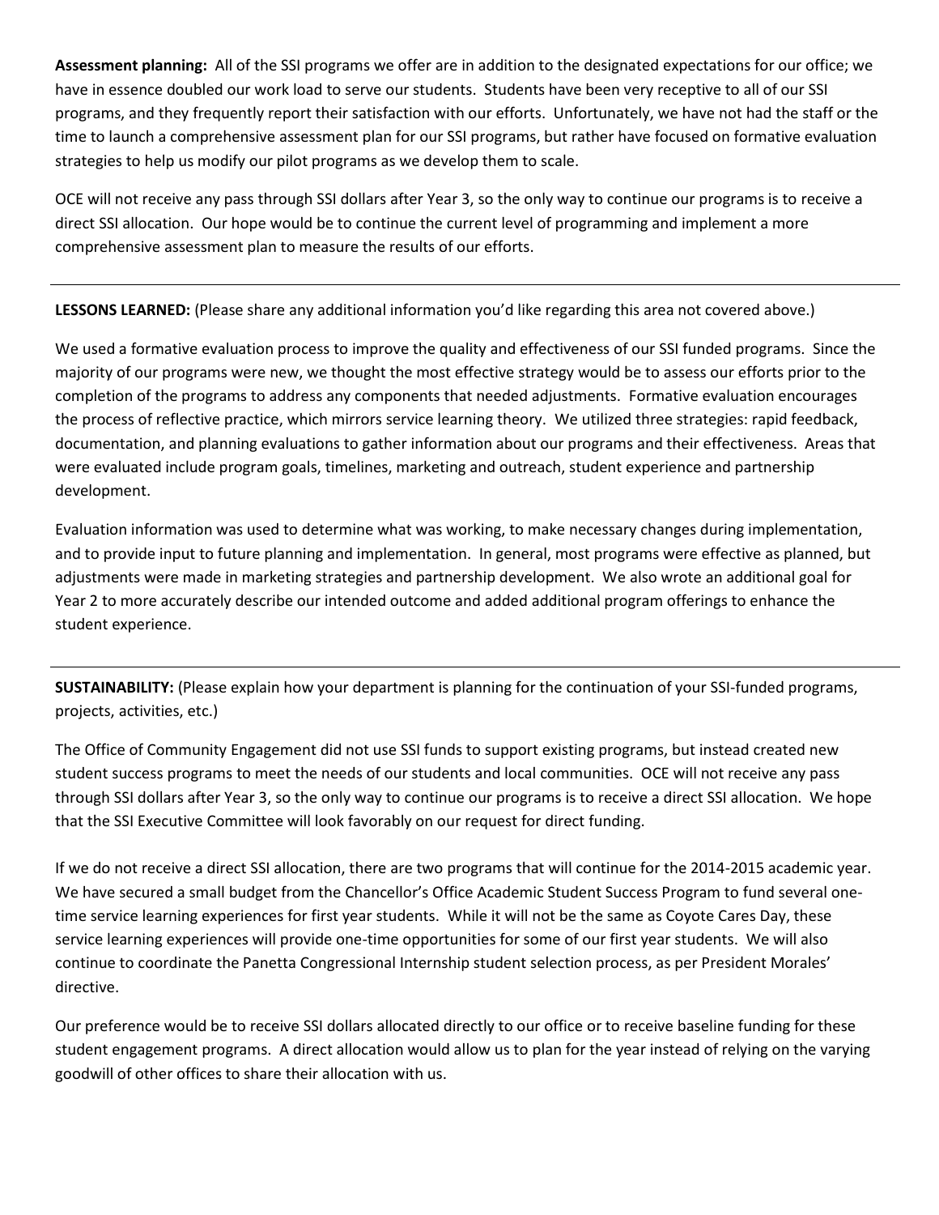**Assessment planning:** All of the SSI programs we offer are in addition to the designated expectations for our office; we have in essence doubled our work load to serve our students. Students have been very receptive to all of our SSI programs, and they frequently report their satisfaction with our efforts. Unfortunately, we have not had the staff or the time to launch a comprehensive assessment plan for our SSI programs, but rather have focused on formative evaluation strategies to help us modify our pilot programs as we develop them to scale.

OCE will not receive any pass through SSI dollars after Year 3, so the only way to continue our programs is to receive a direct SSI allocation. Our hope would be to continue the current level of programming and implement a more comprehensive assessment plan to measure the results of our efforts.

---

**LESSONS LEARNED:** (Please share any additional information you'd like regarding this area not covered above.)

We used a formative evaluation process to improve the quality and effectiveness of our SSI funded programs. Since the majority of our programs were new, we thought the most effective strategy would be to assess our efforts prior to the completion of the programs to address any components that needed adjustments. Formative evaluation encourages the process of reflective practice, which mirrors service learning theory. We utilized three strategies: rapid feedback, documentation, and planning evaluations to gather information about our programs and their effectiveness. Areas that were evaluated include program goals, timelines, marketing and outreach, student experience and partnership development.

Evaluation information was used to determine what was working, to make necessary changes during implementation, and to provide input to future planning and implementation. In general, most programs were effective as planned, but adjustments were made in marketing strategies and partnership development. We also wrote an additional goal for Year 2 to more accurately describe our intended outcome and added additional program offerings to enhance the student experience.

---

**SUSTAINABILITY:** (Please explain how your department is planning for the continuation of your SSI-funded programs, projects, activities, etc.)

The Office of Community Engagement did not use SSI funds to support existing programs, but instead created new student success programs to meet the needs of our students and local communities. OCE will not receive any pass through SSI dollars after Year 3, so the only way to continue our programs is to receive a direct SSI allocation. We hope that the SSI Executive Committee will look favorably on our request for direct funding.

If we do not receive a direct SSI allocation, there are two programs that will continue for the 2014-2015 academic year. We have secured a small budget from the Chancellor's Office Academic Student Success Program to fund several one-time service learning experiences for first year students. While it will not be the same as Coyote Cares Day, these service learning experiences will provide one-time opportunities for some of our first year students. We will also continue to coordinate the Panetta Congressional Internship student selection process, as per President Morales' directive.

Our preference would be to receive SSI dollars allocated directly to our office or to receive baseline funding for these student engagement programs. A direct allocation would allow us to plan for the year instead of relying on the varying goodwill of other offices to share their allocation with us.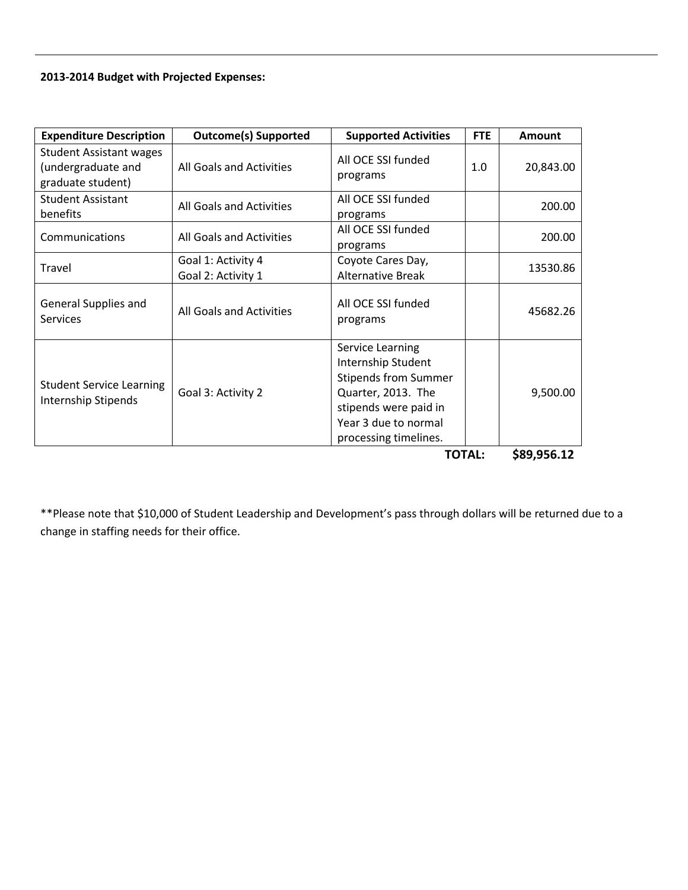**2013-2014 Budget with Projected Expenses:**

| Expenditure Description | Outcome(s) Supported | Supported Activities | FTE | Amount |
|---|---|---|---|---|
| Student Assistant wages (undergraduate and graduate student) | All Goals and Activities | All OCE SSI funded programs | 1.0 | 20,843.00 |
| Student Assistant benefits | All Goals and Activities | All OCE SSI funded programs | | 200.00 |
| Communications | All Goals and Activities | All OCE SSI funded programs | | 200.00 |
| Travel | Goal 1: Activity 4<br>Goal 2: Activity 1 | Coyote Cares Day, Alternative Break | | 13530.86 |
| General Supplies and Services | All Goals and Activities | All OCE SSI funded programs | | 45682.26 |
| Student Service Learning Internship Stipends | Goal 3: Activity 2 | Service Learning Internship Student Stipends from Summer Quarter, 2013. The stipends were paid in Year 3 due to normal processing timelines. | | 9,500.00 |
| | | | **TOTAL:** | **$89,956.12** |

**Please note that $10,000 of Student Leadership and Development's pass through dollars will be returned due to a change in staffing needs for their office.